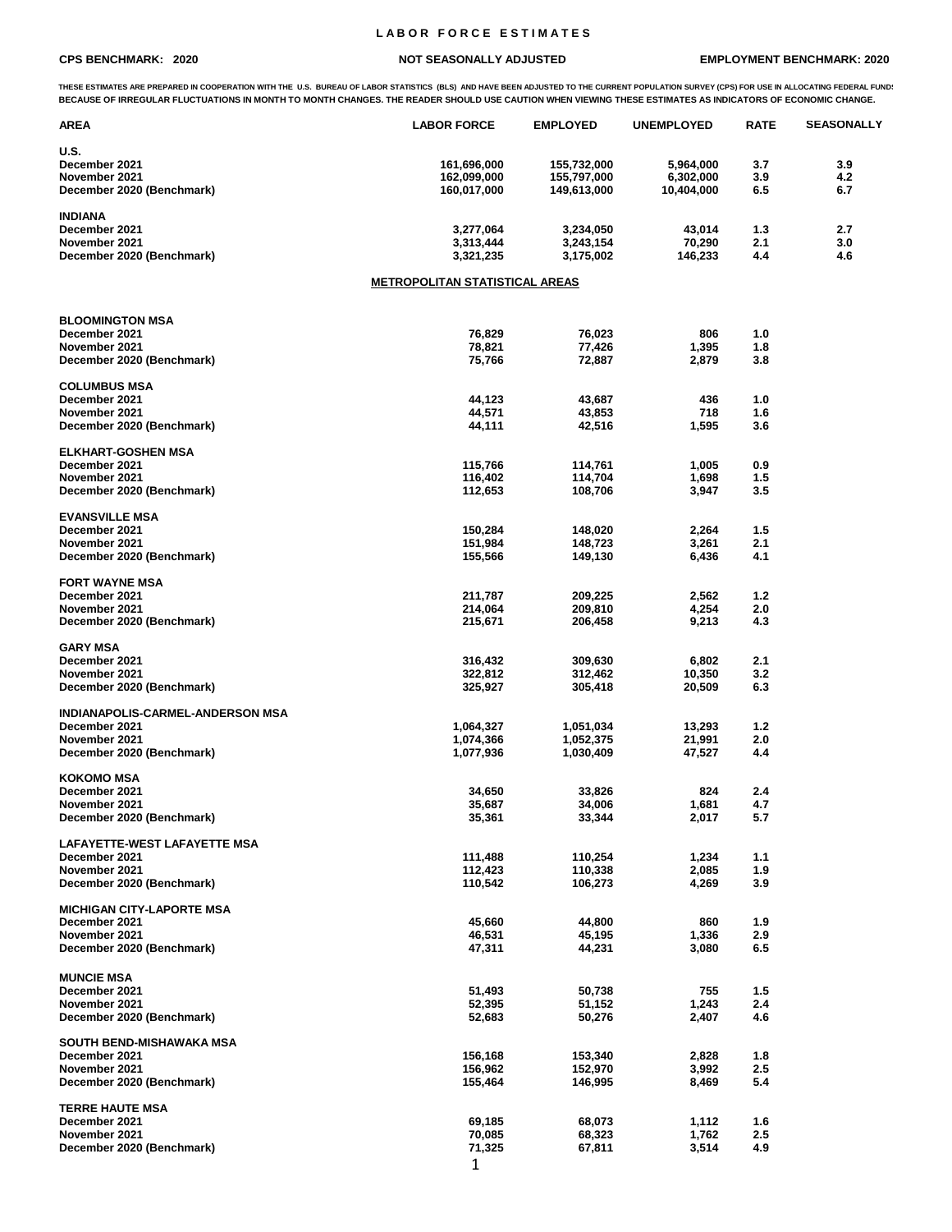# LABOR FORCE ESTIMATES

**CPS BENCHMARK: 2020** | **NOT SEASONALLY ADJUSTED** | **EMPLOYMENT BENCHMARK: 2020**

THESE ESTIMATES ARE PREPARED IN COOPERATION WITH THE U.S. BUREAU OF LABOR STATISTICS (BLS) AND HAVE BEEN ADJUSTED TO THE CURRENT POPULATION SURVEY (CPS) FOR USE IN ALLOCATING FEDERAL FUNDS BECAUSE OF IRREGULAR FLUCTUATIONS IN MONTH TO MONTH CHANGES. THE READER SHOULD USE CAUTION WHEN VIEWING THESE ESTIMATES AS INDICATORS OF ECONOMIC CHANGE.

| AREA | LABOR FORCE | EMPLOYED | UNEMPLOYED | RATE | SEASONALLY |
|---|---|---|---|---|---|
| **U.S.** | | | | | |
| December 2021 | 161,696,000 | 155,732,000 | 5,964,000 | 3.7 | 3.9 |
| November 2021 | 162,099,000 | 155,797,000 | 6,302,000 | 3.9 | 4.2 |
| December 2020 (Benchmark) | 160,017,000 | 149,613,000 | 10,404,000 | 6.5 | 6.7 |
| **INDIANA** | | | | | |
| December 2021 | 3,277,064 | 3,234,050 | 43,014 | 1.3 | 2.7 |
| November 2021 | 3,313,444 | 3,243,154 | 70,290 | 2.1 | 3.0 |
| December 2020 (Benchmark) | 3,321,235 | 3,175,002 | 146,233 | 4.4 | 4.6 |

## METROPOLITAN STATISTICAL AREAS

| AREA | LABOR FORCE | EMPLOYED | UNEMPLOYED | RATE |
|---|---|---|---|---|
| **BLOOMINGTON MSA** | | | | |
| December 2021 | 76,829 | 76,023 | 806 | 1.0 |
| November 2021 | 78,821 | 77,426 | 1,395 | 1.8 |
| December 2020 (Benchmark) | 75,766 | 72,887 | 2,879 | 3.8 |
| **COLUMBUS MSA** | | | | |
| December 2021 | 44,123 | 43,687 | 436 | 1.0 |
| November 2021 | 44,571 | 43,853 | 718 | 1.6 |
| December 2020 (Benchmark) | 44,111 | 42,516 | 1,595 | 3.6 |
| **ELKHART-GOSHEN MSA** | | | | |
| December 2021 | 115,766 | 114,761 | 1,005 | 0.9 |
| November 2021 | 116,402 | 114,704 | 1,698 | 1.5 |
| December 2020 (Benchmark) | 112,653 | 108,706 | 3,947 | 3.5 |
| **EVANSVILLE MSA** | | | | |
| December 2021 | 150,284 | 148,020 | 2,264 | 1.5 |
| November 2021 | 151,984 | 148,723 | 3,261 | 2.1 |
| December 2020 (Benchmark) | 155,566 | 149,130 | 6,436 | 4.1 |
| **FORT WAYNE MSA** | | | | |
| December 2021 | 211,787 | 209,225 | 2,562 | 1.2 |
| November 2021 | 214,064 | 209,810 | 4,254 | 2.0 |
| December 2020 (Benchmark) | 215,671 | 206,458 | 9,213 | 4.3 |
| **GARY MSA** | | | | |
| December 2021 | 316,432 | 309,630 | 6,802 | 2.1 |
| November 2021 | 322,812 | 312,462 | 10,350 | 3.2 |
| December 2020 (Benchmark) | 325,927 | 305,418 | 20,509 | 6.3 |
| **INDIANAPOLIS-CARMEL-ANDERSON MSA** | | | | |
| December 2021 | 1,064,327 | 1,051,034 | 13,293 | 1.2 |
| November 2021 | 1,074,366 | 1,052,375 | 21,991 | 2.0 |
| December 2020 (Benchmark) | 1,077,936 | 1,030,409 | 47,527 | 4.4 |
| **KOKOMO MSA** | | | | |
| December 2021 | 34,650 | 33,826 | 824 | 2.4 |
| November 2021 | 35,687 | 34,006 | 1,681 | 4.7 |
| December 2020 (Benchmark) | 35,361 | 33,344 | 2,017 | 5.7 |
| **LAFAYETTE-WEST LAFAYETTE MSA** | | | | |
| December 2021 | 111,488 | 110,254 | 1,234 | 1.1 |
| November 2021 | 112,423 | 110,338 | 2,085 | 1.9 |
| December 2020 (Benchmark) | 110,542 | 106,273 | 4,269 | 3.9 |
| **MICHIGAN CITY-LAPORTE MSA** | | | | |
| December 2021 | 45,660 | 44,800 | 860 | 1.9 |
| November 2021 | 46,531 | 45,195 | 1,336 | 2.9 |
| December 2020 (Benchmark) | 47,311 | 44,231 | 3,080 | 6.5 |
| **MUNCIE MSA** | | | | |
| December 2021 | 51,493 | 50,738 | 755 | 1.5 |
| November 2021 | 52,395 | 51,152 | 1,243 | 2.4 |
| December 2020 (Benchmark) | 52,683 | 50,276 | 2,407 | 4.6 |
| **SOUTH BEND-MISHAWAKA MSA** | | | | |
| December 2021 | 156,168 | 153,340 | 2,828 | 1.8 |
| November 2021 | 156,962 | 152,970 | 3,992 | 2.5 |
| December 2020 (Benchmark) | 155,464 | 146,995 | 8,469 | 5.4 |
| **TERRE HAUTE MSA** | | | | |
| December 2021 | 69,185 | 68,073 | 1,112 | 1.6 |
| November 2021 | 70,085 | 68,323 | 1,762 | 2.5 |
| December 2020 (Benchmark) | 71,325 | 67,811 | 3,514 | 4.9 |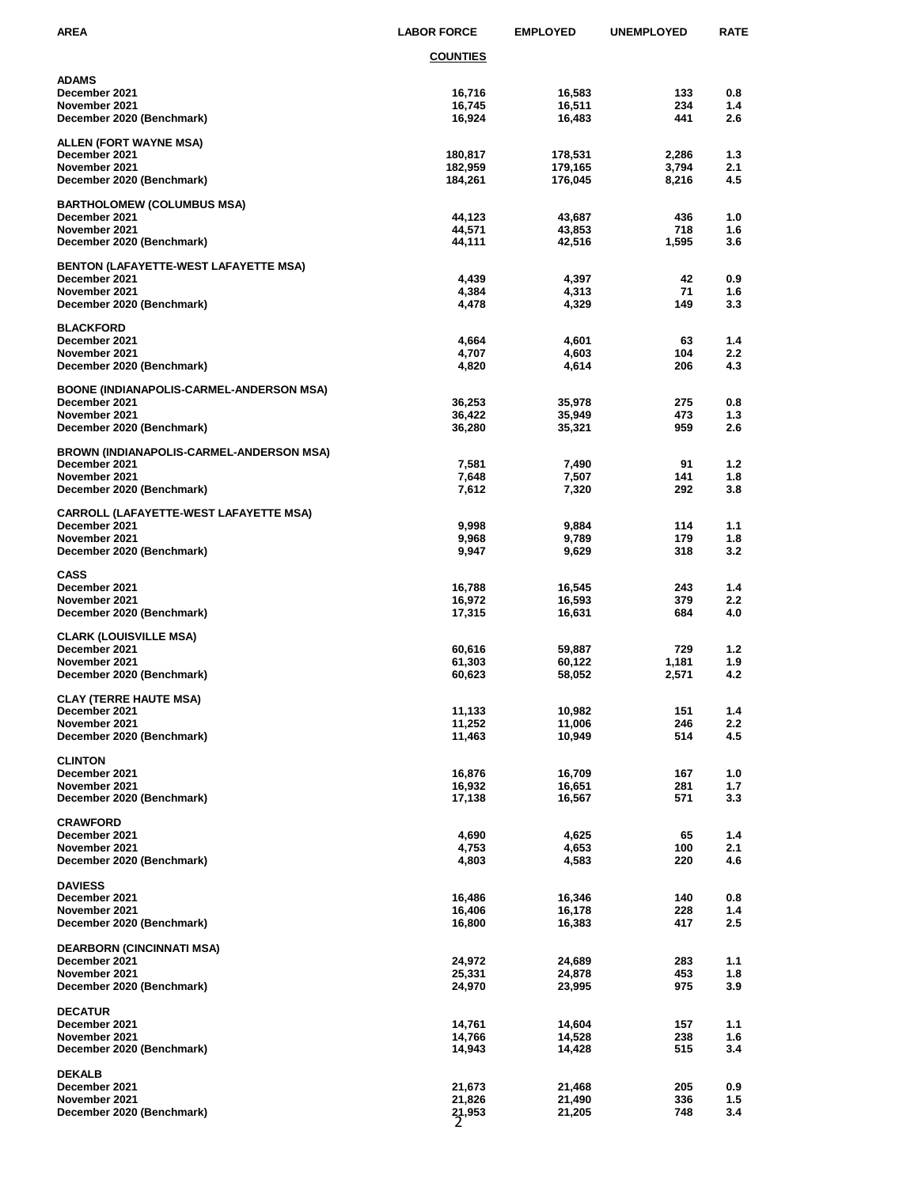| AREA | LABOR FORCE | EMPLOYED | UNEMPLOYED | RATE |
|---|---|---|---|---|
| | **COUNTIES** | | | |
| **ADAMS** | | | | |
| December 2021 | 16,716 | 16,583 | 133 | 0.8 |
| November 2021 | 16,745 | 16,511 | 234 | 1.4 |
| December 2020 (Benchmark) | 16,924 | 16,483 | 441 | 2.6 |
| **ALLEN (FORT WAYNE MSA)** | | | | |
| December 2021 | 180,817 | 178,531 | 2,286 | 1.3 |
| November 2021 | 182,959 | 179,165 | 3,794 | 2.1 |
| December 2020 (Benchmark) | 184,261 | 176,045 | 8,216 | 4.5 |
| **BARTHOLOMEW (COLUMBUS MSA)** | | | | |
| December 2021 | 44,123 | 43,687 | 436 | 1.0 |
| November 2021 | 44,571 | 43,853 | 718 | 1.6 |
| December 2020 (Benchmark) | 44,111 | 42,516 | 1,595 | 3.6 |
| **BENTON (LAFAYETTE-WEST LAFAYETTE MSA)** | | | | |
| December 2021 | 4,439 | 4,397 | 42 | 0.9 |
| November 2021 | 4,384 | 4,313 | 71 | 1.6 |
| December 2020 (Benchmark) | 4,478 | 4,329 | 149 | 3.3 |
| **BLACKFORD** | | | | |
| December 2021 | 4,664 | 4,601 | 63 | 1.4 |
| November 2021 | 4,707 | 4,603 | 104 | 2.2 |
| December 2020 (Benchmark) | 4,820 | 4,614 | 206 | 4.3 |
| **BOONE (INDIANAPOLIS-CARMEL-ANDERSON MSA)** | | | | |
| December 2021 | 36,253 | 35,978 | 275 | 0.8 |
| November 2021 | 36,422 | 35,949 | 473 | 1.3 |
| December 2020 (Benchmark) | 36,280 | 35,321 | 959 | 2.6 |
| **BROWN (INDIANAPOLIS-CARMEL-ANDERSON MSA)** | | | | |
| December 2021 | 7,581 | 7,490 | 91 | 1.2 |
| November 2021 | 7,648 | 7,507 | 141 | 1.8 |
| December 2020 (Benchmark) | 7,612 | 7,320 | 292 | 3.8 |
| **CARROLL (LAFAYETTE-WEST LAFAYETTE MSA)** | | | | |
| December 2021 | 9,998 | 9,884 | 114 | 1.1 |
| November 2021 | 9,968 | 9,789 | 179 | 1.8 |
| December 2020 (Benchmark) | 9,947 | 9,629 | 318 | 3.2 |
| **CASS** | | | | |
| December 2021 | 16,788 | 16,545 | 243 | 1.4 |
| November 2021 | 16,972 | 16,593 | 379 | 2.2 |
| December 2020 (Benchmark) | 17,315 | 16,631 | 684 | 4.0 |
| **CLARK (LOUISVILLE MSA)** | | | | |
| December 2021 | 60,616 | 59,887 | 729 | 1.2 |
| November 2021 | 61,303 | 60,122 | 1,181 | 1.9 |
| December 2020 (Benchmark) | 60,623 | 58,052 | 2,571 | 4.2 |
| **CLAY (TERRE HAUTE MSA)** | | | | |
| December 2021 | 11,133 | 10,982 | 151 | 1.4 |
| November 2021 | 11,252 | 11,006 | 246 | 2.2 |
| December 2020 (Benchmark) | 11,463 | 10,949 | 514 | 4.5 |
| **CLINTON** | | | | |
| December 2021 | 16,876 | 16,709 | 167 | 1.0 |
| November 2021 | 16,932 | 16,651 | 281 | 1.7 |
| December 2020 (Benchmark) | 17,138 | 16,567 | 571 | 3.3 |
| **CRAWFORD** | | | | |
| December 2021 | 4,690 | 4,625 | 65 | 1.4 |
| November 2021 | 4,753 | 4,653 | 100 | 2.1 |
| December 2020 (Benchmark) | 4,803 | 4,583 | 220 | 4.6 |
| **DAVIESS** | | | | |
| December 2021 | 16,486 | 16,346 | 140 | 0.8 |
| November 2021 | 16,406 | 16,178 | 228 | 1.4 |
| December 2020 (Benchmark) | 16,800 | 16,383 | 417 | 2.5 |
| **DEARBORN (CINCINNATI MSA)** | | | | |
| December 2021 | 24,972 | 24,689 | 283 | 1.1 |
| November 2021 | 25,331 | 24,878 | 453 | 1.8 |
| December 2020 (Benchmark) | 24,970 | 23,995 | 975 | 3.9 |
| **DECATUR** | | | | |
| December 2021 | 14,761 | 14,604 | 157 | 1.1 |
| November 2021 | 14,766 | 14,528 | 238 | 1.6 |
| December 2020 (Benchmark) | 14,943 | 14,428 | 515 | 3.4 |
| **DEKALB** | | | | |
| December 2021 | 21,673 | 21,468 | 205 | 0.9 |
| November 2021 | 21,826 | 21,490 | 336 | 1.5 |
| December 2020 (Benchmark) | 21,953 | 21,205 | 748 | 3.4 |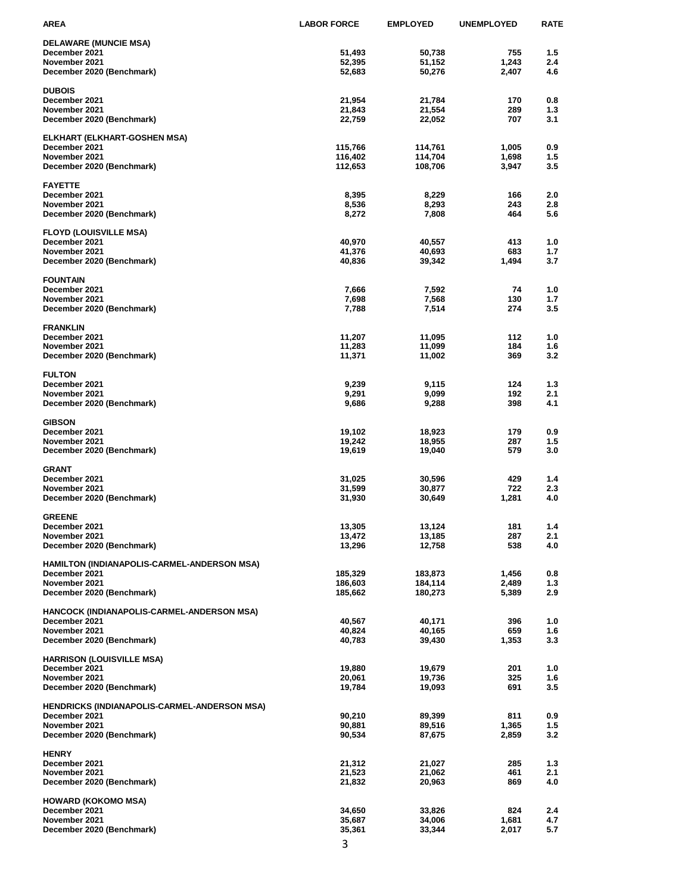| AREA | LABOR FORCE | EMPLOYED | UNEMPLOYED | RATE |
|---|---|---|---|---|
| **DELAWARE (MUNCIE MSA)** | | | | |
| December 2021 | 51,493 | 50,738 | 755 | 1.5 |
| November 2021 | 52,395 | 51,152 | 1,243 | 2.4 |
| December 2020 (Benchmark) | 52,683 | 50,276 | 2,407 | 4.6 |
| **DUBOIS** | | | | |
| December 2021 | 21,954 | 21,784 | 170 | 0.8 |
| November 2021 | 21,843 | 21,554 | 289 | 1.3 |
| December 2020 (Benchmark) | 22,759 | 22,052 | 707 | 3.1 |
| **ELKHART (ELKHART-GOSHEN MSA)** | | | | |
| December 2021 | 115,766 | 114,761 | 1,005 | 0.9 |
| November 2021 | 116,402 | 114,704 | 1,698 | 1.5 |
| December 2020 (Benchmark) | 112,653 | 108,706 | 3,947 | 3.5 |
| **FAYETTE** | | | | |
| December 2021 | 8,395 | 8,229 | 166 | 2.0 |
| November 2021 | 8,536 | 8,293 | 243 | 2.8 |
| December 2020 (Benchmark) | 8,272 | 7,808 | 464 | 5.6 |
| **FLOYD (LOUISVILLE MSA)** | | | | |
| December 2021 | 40,970 | 40,557 | 413 | 1.0 |
| November 2021 | 41,376 | 40,693 | 683 | 1.7 |
| December 2020 (Benchmark) | 40,836 | 39,342 | 1,494 | 3.7 |
| **FOUNTAIN** | | | | |
| December 2021 | 7,666 | 7,592 | 74 | 1.0 |
| November 2021 | 7,698 | 7,568 | 130 | 1.7 |
| December 2020 (Benchmark) | 7,788 | 7,514 | 274 | 3.5 |
| **FRANKLIN** | | | | |
| December 2021 | 11,207 | 11,095 | 112 | 1.0 |
| November 2021 | 11,283 | 11,099 | 184 | 1.6 |
| December 2020 (Benchmark) | 11,371 | 11,002 | 369 | 3.2 |
| **FULTON** | | | | |
| December 2021 | 9,239 | 9,115 | 124 | 1.3 |
| November 2021 | 9,291 | 9,099 | 192 | 2.1 |
| December 2020 (Benchmark) | 9,686 | 9,288 | 398 | 4.1 |
| **GIBSON** | | | | |
| December 2021 | 19,102 | 18,923 | 179 | 0.9 |
| November 2021 | 19,242 | 18,955 | 287 | 1.5 |
| December 2020 (Benchmark) | 19,619 | 19,040 | 579 | 3.0 |
| **GRANT** | | | | |
| December 2021 | 31,025 | 30,596 | 429 | 1.4 |
| November 2021 | 31,599 | 30,877 | 722 | 2.3 |
| December 2020 (Benchmark) | 31,930 | 30,649 | 1,281 | 4.0 |
| **GREENE** | | | | |
| December 2021 | 13,305 | 13,124 | 181 | 1.4 |
| November 2021 | 13,472 | 13,185 | 287 | 2.1 |
| December 2020 (Benchmark) | 13,296 | 12,758 | 538 | 4.0 |
| **HAMILTON (INDIANAPOLIS-CARMEL-ANDERSON MSA)** | | | | |
| December 2021 | 185,329 | 183,873 | 1,456 | 0.8 |
| November 2021 | 186,603 | 184,114 | 2,489 | 1.3 |
| December 2020 (Benchmark) | 185,662 | 180,273 | 5,389 | 2.9 |
| **HANCOCK (INDIANAPOLIS-CARMEL-ANDERSON MSA)** | | | | |
| December 2021 | 40,567 | 40,171 | 396 | 1.0 |
| November 2021 | 40,824 | 40,165 | 659 | 1.6 |
| December 2020 (Benchmark) | 40,783 | 39,430 | 1,353 | 3.3 |
| **HARRISON (LOUISVILLE MSA)** | | | | |
| December 2021 | 19,880 | 19,679 | 201 | 1.0 |
| November 2021 | 20,061 | 19,736 | 325 | 1.6 |
| December 2020 (Benchmark) | 19,784 | 19,093 | 691 | 3.5 |
| **HENDRICKS (INDIANAPOLIS-CARMEL-ANDERSON MSA)** | | | | |
| December 2021 | 90,210 | 89,399 | 811 | 0.9 |
| November 2021 | 90,881 | 89,516 | 1,365 | 1.5 |
| December 2020 (Benchmark) | 90,534 | 87,675 | 2,859 | 3.2 |
| **HENRY** | | | | |
| December 2021 | 21,312 | 21,027 | 285 | 1.3 |
| November 2021 | 21,523 | 21,062 | 461 | 2.1 |
| December 2020 (Benchmark) | 21,832 | 20,963 | 869 | 4.0 |
| **HOWARD (KOKOMO MSA)** | | | | |
| December 2021 | 34,650 | 33,826 | 824 | 2.4 |
| November 2021 | 35,687 | 34,006 | 1,681 | 4.7 |
| December 2020 (Benchmark) | 35,361 | 33,344 | 2,017 | 5.7 |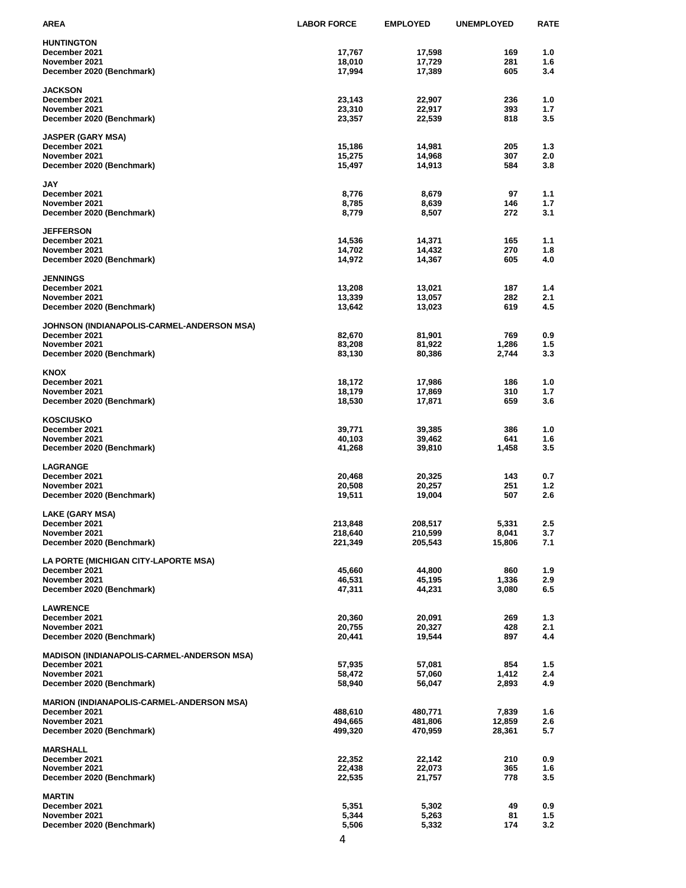| AREA | LABOR FORCE | EMPLOYED | UNEMPLOYED | RATE |
|---|---|---|---|---|
| **HUNTINGTON** | | | | |
| December 2021 | 17,767 | 17,598 | 169 | 1.0 |
| November 2021 | 18,010 | 17,729 | 281 | 1.6 |
| December 2020 (Benchmark) | 17,994 | 17,389 | 605 | 3.4 |
| **JACKSON** | | | | |
| December 2021 | 23,143 | 22,907 | 236 | 1.0 |
| November 2021 | 23,310 | 22,917 | 393 | 1.7 |
| December 2020 (Benchmark) | 23,357 | 22,539 | 818 | 3.5 |
| **JASPER (GARY MSA)** | | | | |
| December 2021 | 15,186 | 14,981 | 205 | 1.3 |
| November 2021 | 15,275 | 14,968 | 307 | 2.0 |
| December 2020 (Benchmark) | 15,497 | 14,913 | 584 | 3.8 |
| **JAY** | | | | |
| December 2021 | 8,776 | 8,679 | 97 | 1.1 |
| November 2021 | 8,785 | 8,639 | 146 | 1.7 |
| December 2020 (Benchmark) | 8,779 | 8,507 | 272 | 3.1 |
| **JEFFERSON** | | | | |
| December 2021 | 14,536 | 14,371 | 165 | 1.1 |
| November 2021 | 14,702 | 14,432 | 270 | 1.8 |
| December 2020 (Benchmark) | 14,972 | 14,367 | 605 | 4.0 |
| **JENNINGS** | | | | |
| December 2021 | 13,208 | 13,021 | 187 | 1.4 |
| November 2021 | 13,339 | 13,057 | 282 | 2.1 |
| December 2020 (Benchmark) | 13,642 | 13,023 | 619 | 4.5 |
| **JOHNSON (INDIANAPOLIS-CARMEL-ANDERSON MSA)** | | | | |
| December 2021 | 82,670 | 81,901 | 769 | 0.9 |
| November 2021 | 83,208 | 81,922 | 1,286 | 1.5 |
| December 2020 (Benchmark) | 83,130 | 80,386 | 2,744 | 3.3 |
| **KNOX** | | | | |
| December 2021 | 18,172 | 17,986 | 186 | 1.0 |
| November 2021 | 18,179 | 17,869 | 310 | 1.7 |
| December 2020 (Benchmark) | 18,530 | 17,871 | 659 | 3.6 |
| **KOSCIUSKO** | | | | |
| December 2021 | 39,771 | 39,385 | 386 | 1.0 |
| November 2021 | 40,103 | 39,462 | 641 | 1.6 |
| December 2020 (Benchmark) | 41,268 | 39,810 | 1,458 | 3.5 |
| **LAGRANGE** | | | | |
| December 2021 | 20,468 | 20,325 | 143 | 0.7 |
| November 2021 | 20,508 | 20,257 | 251 | 1.2 |
| December 2020 (Benchmark) | 19,511 | 19,004 | 507 | 2.6 |
| **LAKE (GARY MSA)** | | | | |
| December 2021 | 213,848 | 208,517 | 5,331 | 2.5 |
| November 2021 | 218,640 | 210,599 | 8,041 | 3.7 |
| December 2020 (Benchmark) | 221,349 | 205,543 | 15,806 | 7.1 |
| **LA PORTE (MICHIGAN CITY-LAPORTE MSA)** | | | | |
| December 2021 | 45,660 | 44,800 | 860 | 1.9 |
| November 2021 | 46,531 | 45,195 | 1,336 | 2.9 |
| December 2020 (Benchmark) | 47,311 | 44,231 | 3,080 | 6.5 |
| **LAWRENCE** | | | | |
| December 2021 | 20,360 | 20,091 | 269 | 1.3 |
| November 2021 | 20,755 | 20,327 | 428 | 2.1 |
| December 2020 (Benchmark) | 20,441 | 19,544 | 897 | 4.4 |
| **MADISON (INDIANAPOLIS-CARMEL-ANDERSON MSA)** | | | | |
| December 2021 | 57,935 | 57,081 | 854 | 1.5 |
| November 2021 | 58,472 | 57,060 | 1,412 | 2.4 |
| December 2020 (Benchmark) | 58,940 | 56,047 | 2,893 | 4.9 |
| **MARION (INDIANAPOLIS-CARMEL-ANDERSON MSA)** | | | | |
| December 2021 | 488,610 | 480,771 | 7,839 | 1.6 |
| November 2021 | 494,665 | 481,806 | 12,859 | 2.6 |
| December 2020 (Benchmark) | 499,320 | 470,959 | 28,361 | 5.7 |
| **MARSHALL** | | | | |
| December 2021 | 22,352 | 22,142 | 210 | 0.9 |
| November 2021 | 22,438 | 22,073 | 365 | 1.6 |
| December 2020 (Benchmark) | 22,535 | 21,757 | 778 | 3.5 |
| **MARTIN** | | | | |
| December 2021 | 5,351 | 5,302 | 49 | 0.9 |
| November 2021 | 5,344 | 5,263 | 81 | 1.5 |
| December 2020 (Benchmark) | 5,506 | 5,332 | 174 | 3.2 |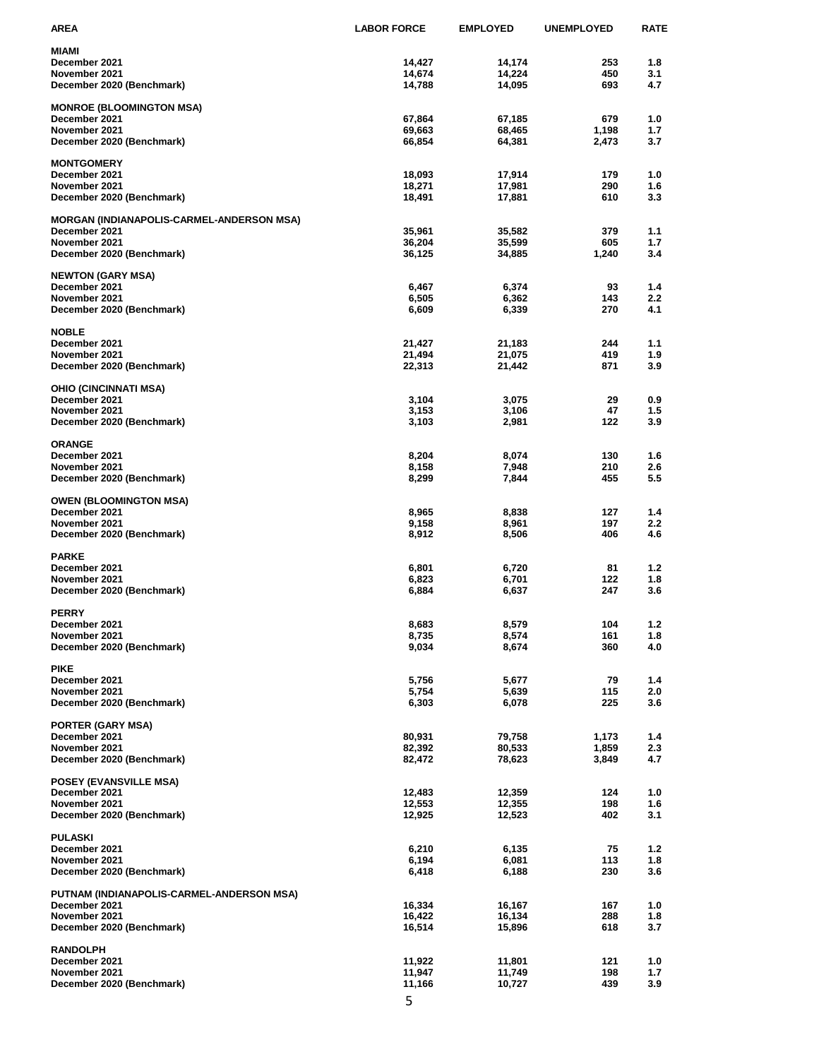| AREA | LABOR FORCE | EMPLOYED | UNEMPLOYED | RATE |
|---|---|---|---|---|
| **MIAMI** | | | | |
| December 2021 | 14,427 | 14,174 | 253 | 1.8 |
| November 2021 | 14,674 | 14,224 | 450 | 3.1 |
| December 2020 (Benchmark) | 14,788 | 14,095 | 693 | 4.7 |
| **MONROE (BLOOMINGTON MSA)** | | | | |
| December 2021 | 67,864 | 67,185 | 679 | 1.0 |
| November 2021 | 69,663 | 68,465 | 1,198 | 1.7 |
| December 2020 (Benchmark) | 66,854 | 64,381 | 2,473 | 3.7 |
| **MONTGOMERY** | | | | |
| December 2021 | 18,093 | 17,914 | 179 | 1.0 |
| November 2021 | 18,271 | 17,981 | 290 | 1.6 |
| December 2020 (Benchmark) | 18,491 | 17,881 | 610 | 3.3 |
| **MORGAN (INDIANAPOLIS-CARMEL-ANDERSON MSA)** | | | | |
| December 2021 | 35,961 | 35,582 | 379 | 1.1 |
| November 2021 | 36,204 | 35,599 | 605 | 1.7 |
| December 2020 (Benchmark) | 36,125 | 34,885 | 1,240 | 3.4 |
| **NEWTON (GARY MSA)** | | | | |
| December 2021 | 6,467 | 6,374 | 93 | 1.4 |
| November 2021 | 6,505 | 6,362 | 143 | 2.2 |
| December 2020 (Benchmark) | 6,609 | 6,339 | 270 | 4.1 |
| **NOBLE** | | | | |
| December 2021 | 21,427 | 21,183 | 244 | 1.1 |
| November 2021 | 21,494 | 21,075 | 419 | 1.9 |
| December 2020 (Benchmark) | 22,313 | 21,442 | 871 | 3.9 |
| **OHIO (CINCINNATI MSA)** | | | | |
| December 2021 | 3,104 | 3,075 | 29 | 0.9 |
| November 2021 | 3,153 | 3,106 | 47 | 1.5 |
| December 2020 (Benchmark) | 3,103 | 2,981 | 122 | 3.9 |
| **ORANGE** | | | | |
| December 2021 | 8,204 | 8,074 | 130 | 1.6 |
| November 2021 | 8,158 | 7,948 | 210 | 2.6 |
| December 2020 (Benchmark) | 8,299 | 7,844 | 455 | 5.5 |
| **OWEN (BLOOMINGTON MSA)** | | | | |
| December 2021 | 8,965 | 8,838 | 127 | 1.4 |
| November 2021 | 9,158 | 8,961 | 197 | 2.2 |
| December 2020 (Benchmark) | 8,912 | 8,506 | 406 | 4.6 |
| **PARKE** | | | | |
| December 2021 | 6,801 | 6,720 | 81 | 1.2 |
| November 2021 | 6,823 | 6,701 | 122 | 1.8 |
| December 2020 (Benchmark) | 6,884 | 6,637 | 247 | 3.6 |
| **PERRY** | | | | |
| December 2021 | 8,683 | 8,579 | 104 | 1.2 |
| November 2021 | 8,735 | 8,574 | 161 | 1.8 |
| December 2020 (Benchmark) | 9,034 | 8,674 | 360 | 4.0 |
| **PIKE** | | | | |
| December 2021 | 5,756 | 5,677 | 79 | 1.4 |
| November 2021 | 5,754 | 5,639 | 115 | 2.0 |
| December 2020 (Benchmark) | 6,303 | 6,078 | 225 | 3.6 |
| **PORTER (GARY MSA)** | | | | |
| December 2021 | 80,931 | 79,758 | 1,173 | 1.4 |
| November 2021 | 82,392 | 80,533 | 1,859 | 2.3 |
| December 2020 (Benchmark) | 82,472 | 78,623 | 3,849 | 4.7 |
| **POSEY (EVANSVILLE MSA)** | | | | |
| December 2021 | 12,483 | 12,359 | 124 | 1.0 |
| November 2021 | 12,553 | 12,355 | 198 | 1.6 |
| December 2020 (Benchmark) | 12,925 | 12,523 | 402 | 3.1 |
| **PULASKI** | | | | |
| December 2021 | 6,210 | 6,135 | 75 | 1.2 |
| November 2021 | 6,194 | 6,081 | 113 | 1.8 |
| December 2020 (Benchmark) | 6,418 | 6,188 | 230 | 3.6 |
| **PUTNAM (INDIANAPOLIS-CARMEL-ANDERSON MSA)** | | | | |
| December 2021 | 16,334 | 16,167 | 167 | 1.0 |
| November 2021 | 16,422 | 16,134 | 288 | 1.8 |
| December 2020 (Benchmark) | 16,514 | 15,896 | 618 | 3.7 |
| **RANDOLPH** | | | | |
| December 2021 | 11,922 | 11,801 | 121 | 1.0 |
| November 2021 | 11,947 | 11,749 | 198 | 1.7 |
| December 2020 (Benchmark) | 11,166 | 10,727 | 439 | 3.9 |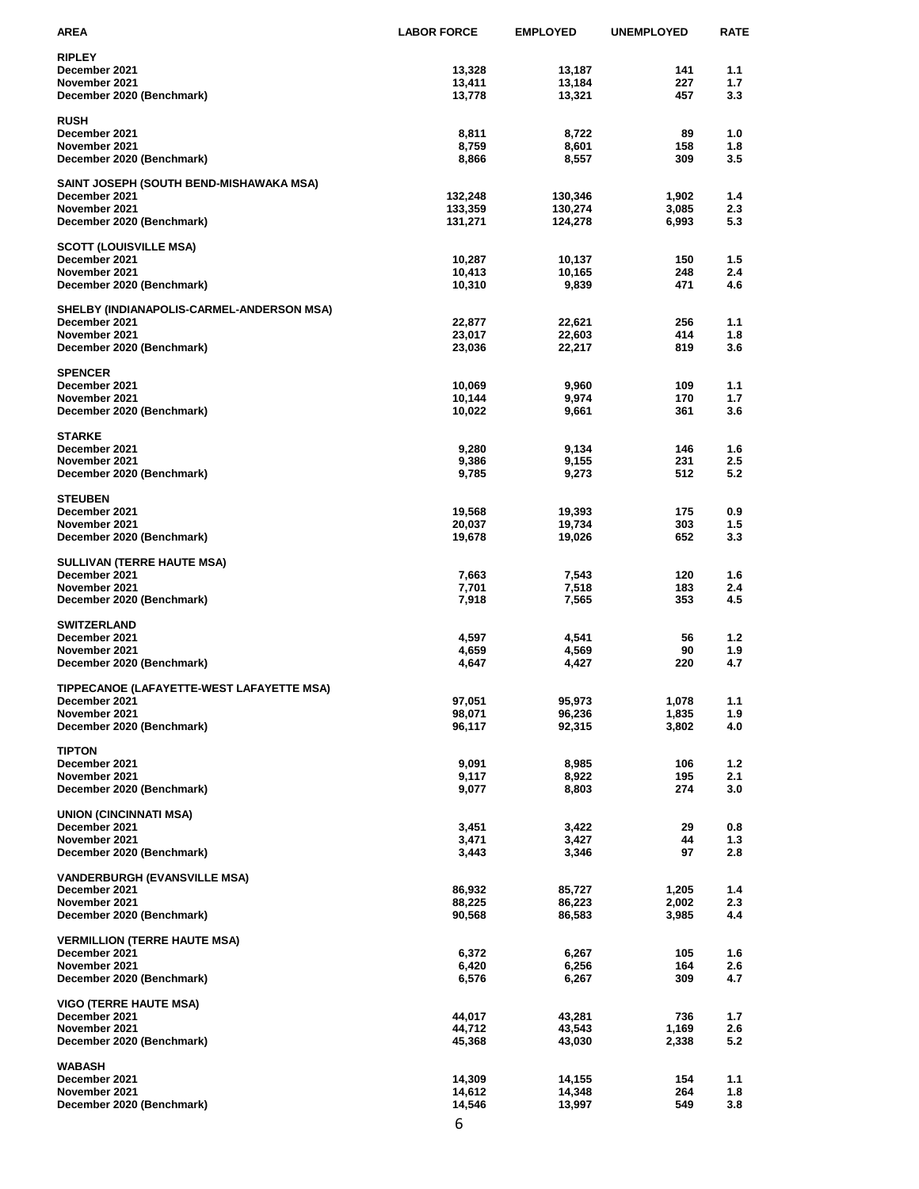| AREA | LABOR FORCE | EMPLOYED | UNEMPLOYED | RATE |
|---|---|---|---|---|
| **RIPLEY** | | | | |
| December 2021 | 13,328 | 13,187 | 141 | 1.1 |
| November 2021 | 13,411 | 13,184 | 227 | 1.7 |
| December 2020 (Benchmark) | 13,778 | 13,321 | 457 | 3.3 |
| **RUSH** | | | | |
| December 2021 | 8,811 | 8,722 | 89 | 1.0 |
| November 2021 | 8,759 | 8,601 | 158 | 1.8 |
| December 2020 (Benchmark) | 8,866 | 8,557 | 309 | 3.5 |
| **SAINT JOSEPH (SOUTH BEND-MISHAWAKA MSA)** | | | | |
| December 2021 | 132,248 | 130,346 | 1,902 | 1.4 |
| November 2021 | 133,359 | 130,274 | 3,085 | 2.3 |
| December 2020 (Benchmark) | 131,271 | 124,278 | 6,993 | 5.3 |
| **SCOTT (LOUISVILLE MSA)** | | | | |
| December 2021 | 10,287 | 10,137 | 150 | 1.5 |
| November 2021 | 10,413 | 10,165 | 248 | 2.4 |
| December 2020 (Benchmark) | 10,310 | 9,839 | 471 | 4.6 |
| **SHELBY (INDIANAPOLIS-CARMEL-ANDERSON MSA)** | | | | |
| December 2021 | 22,877 | 22,621 | 256 | 1.1 |
| November 2021 | 23,017 | 22,603 | 414 | 1.8 |
| December 2020 (Benchmark) | 23,036 | 22,217 | 819 | 3.6 |
| **SPENCER** | | | | |
| December 2021 | 10,069 | 9,960 | 109 | 1.1 |
| November 2021 | 10,144 | 9,974 | 170 | 1.7 |
| December 2020 (Benchmark) | 10,022 | 9,661 | 361 | 3.6 |
| **STARKE** | | | | |
| December 2021 | 9,280 | 9,134 | 146 | 1.6 |
| November 2021 | 9,386 | 9,155 | 231 | 2.5 |
| December 2020 (Benchmark) | 9,785 | 9,273 | 512 | 5.2 |
| **STEUBEN** | | | | |
| December 2021 | 19,568 | 19,393 | 175 | 0.9 |
| November 2021 | 20,037 | 19,734 | 303 | 1.5 |
| December 2020 (Benchmark) | 19,678 | 19,026 | 652 | 3.3 |
| **SULLIVAN (TERRE HAUTE MSA)** | | | | |
| December 2021 | 7,663 | 7,543 | 120 | 1.6 |
| November 2021 | 7,701 | 7,518 | 183 | 2.4 |
| December 2020 (Benchmark) | 7,918 | 7,565 | 353 | 4.5 |
| **SWITZERLAND** | | | | |
| December 2021 | 4,597 | 4,541 | 56 | 1.2 |
| November 2021 | 4,659 | 4,569 | 90 | 1.9 |
| December 2020 (Benchmark) | 4,647 | 4,427 | 220 | 4.7 |
| **TIPPECANOE (LAFAYETTE-WEST LAFAYETTE MSA)** | | | | |
| December 2021 | 97,051 | 95,973 | 1,078 | 1.1 |
| November 2021 | 98,071 | 96,236 | 1,835 | 1.9 |
| December 2020 (Benchmark) | 96,117 | 92,315 | 3,802 | 4.0 |
| **TIPTON** | | | | |
| December 2021 | 9,091 | 8,985 | 106 | 1.2 |
| November 2021 | 9,117 | 8,922 | 195 | 2.1 |
| December 2020 (Benchmark) | 9,077 | 8,803 | 274 | 3.0 |
| **UNION (CINCINNATI MSA)** | | | | |
| December 2021 | 3,451 | 3,422 | 29 | 0.8 |
| November 2021 | 3,471 | 3,427 | 44 | 1.3 |
| December 2020 (Benchmark) | 3,443 | 3,346 | 97 | 2.8 |
| **VANDERBURGH (EVANSVILLE MSA)** | | | | |
| December 2021 | 86,932 | 85,727 | 1,205 | 1.4 |
| November 2021 | 88,225 | 86,223 | 2,002 | 2.3 |
| December 2020 (Benchmark) | 90,568 | 86,583 | 3,985 | 4.4 |
| **VERMILLION (TERRE HAUTE MSA)** | | | | |
| December 2021 | 6,372 | 6,267 | 105 | 1.6 |
| November 2021 | 6,420 | 6,256 | 164 | 2.6 |
| December 2020 (Benchmark) | 6,576 | 6,267 | 309 | 4.7 |
| **VIGO (TERRE HAUTE MSA)** | | | | |
| December 2021 | 44,017 | 43,281 | 736 | 1.7 |
| November 2021 | 44,712 | 43,543 | 1,169 | 2.6 |
| December 2020 (Benchmark) | 45,368 | 43,030 | 2,338 | 5.2 |
| **WABASH** | | | | |
| December 2021 | 14,309 | 14,155 | 154 | 1.1 |
| November 2021 | 14,612 | 14,348 | 264 | 1.8 |
| December 2020 (Benchmark) | 14,546 | 13,997 | 549 | 3.8 |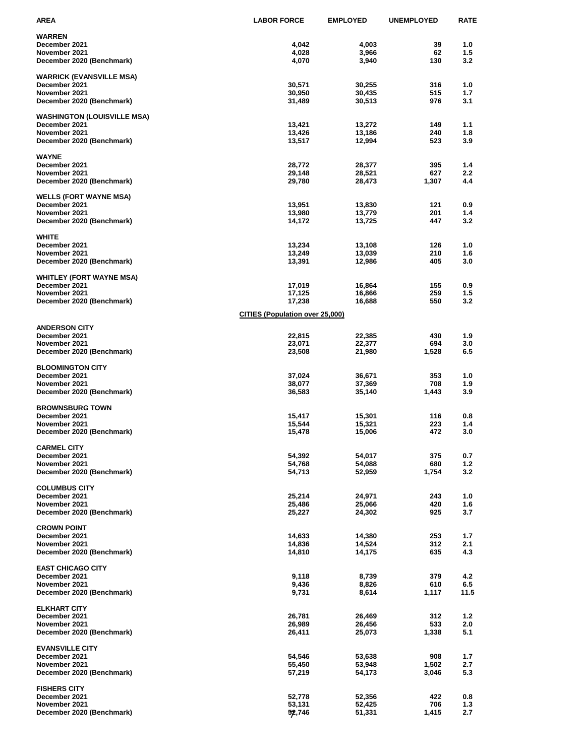| AREA | LABOR FORCE | EMPLOYED | UNEMPLOYED | RATE |
|---|---|---|---|---|
| **WARREN** | | | | |
| December 2021 | 4,042 | 4,003 | 39 | 1.0 |
| November 2021 | 4,028 | 3,966 | 62 | 1.5 |
| December 2020 (Benchmark) | 4,070 | 3,940 | 130 | 3.2 |
| **WARRICK (EVANSVILLE MSA)** | | | | |
| December 2021 | 30,571 | 30,255 | 316 | 1.0 |
| November 2021 | 30,950 | 30,435 | 515 | 1.7 |
| December 2020 (Benchmark) | 31,489 | 30,513 | 976 | 3.1 |
| **WASHINGTON (LOUISVILLE MSA)** | | | | |
| December 2021 | 13,421 | 13,272 | 149 | 1.1 |
| November 2021 | 13,426 | 13,186 | 240 | 1.8 |
| December 2020 (Benchmark) | 13,517 | 12,994 | 523 | 3.9 |
| **WAYNE** | | | | |
| December 2021 | 28,772 | 28,377 | 395 | 1.4 |
| November 2021 | 29,148 | 28,521 | 627 | 2.2 |
| December 2020 (Benchmark) | 29,780 | 28,473 | 1,307 | 4.4 |
| **WELLS (FORT WAYNE MSA)** | | | | |
| December 2021 | 13,951 | 13,830 | 121 | 0.9 |
| November 2021 | 13,980 | 13,779 | 201 | 1.4 |
| December 2020 (Benchmark) | 14,172 | 13,725 | 447 | 3.2 |
| **WHITE** | | | | |
| December 2021 | 13,234 | 13,108 | 126 | 1.0 |
| November 2021 | 13,249 | 13,039 | 210 | 1.6 |
| December 2020 (Benchmark) | 13,391 | 12,986 | 405 | 3.0 |
| **WHITLEY (FORT WAYNE MSA)** | | | | |
| December 2021 | 17,019 | 16,864 | 155 | 0.9 |
| November 2021 | 17,125 | 16,866 | 259 | 1.5 |
| December 2020 (Benchmark) | 17,238 | 16,688 | 550 | 3.2 |
| | **CITIES (Population over 25,000)** | | | |
| **ANDERSON CITY** | | | | |
| December 2021 | 22,815 | 22,385 | 430 | 1.9 |
| November 2021 | 23,071 | 22,377 | 694 | 3.0 |
| December 2020 (Benchmark) | 23,508 | 21,980 | 1,528 | 6.5 |
| **BLOOMINGTON CITY** | | | | |
| December 2021 | 37,024 | 36,671 | 353 | 1.0 |
| November 2021 | 38,077 | 37,369 | 708 | 1.9 |
| December 2020 (Benchmark) | 36,583 | 35,140 | 1,443 | 3.9 |
| **BROWNSBURG TOWN** | | | | |
| December 2021 | 15,417 | 15,301 | 116 | 0.8 |
| November 2021 | 15,544 | 15,321 | 223 | 1.4 |
| December 2020 (Benchmark) | 15,478 | 15,006 | 472 | 3.0 |
| **CARMEL CITY** | | | | |
| December 2021 | 54,392 | 54,017 | 375 | 0.7 |
| November 2021 | 54,768 | 54,088 | 680 | 1.2 |
| December 2020 (Benchmark) | 54,713 | 52,959 | 1,754 | 3.2 |
| **COLUMBUS CITY** | | | | |
| December 2021 | 25,214 | 24,971 | 243 | 1.0 |
| November 2021 | 25,486 | 25,066 | 420 | 1.6 |
| December 2020 (Benchmark) | 25,227 | 24,302 | 925 | 3.7 |
| **CROWN POINT** | | | | |
| December 2021 | 14,633 | 14,380 | 253 | 1.7 |
| November 2021 | 14,836 | 14,524 | 312 | 2.1 |
| December 2020 (Benchmark) | 14,810 | 14,175 | 635 | 4.3 |
| **EAST CHICAGO CITY** | | | | |
| December 2021 | 9,118 | 8,739 | 379 | 4.2 |
| November 2021 | 9,436 | 8,826 | 610 | 6.5 |
| December 2020 (Benchmark) | 9,731 | 8,614 | 1,117 | 11.5 |
| **ELKHART CITY** | | | | |
| December 2021 | 26,781 | 26,469 | 312 | 1.2 |
| November 2021 | 26,989 | 26,456 | 533 | 2.0 |
| December 2020 (Benchmark) | 26,411 | 25,073 | 1,338 | 5.1 |
| **EVANSVILLE CITY** | | | | |
| December 2021 | 54,546 | 53,638 | 908 | 1.7 |
| November 2021 | 55,450 | 53,948 | 1,502 | 2.7 |
| December 2020 (Benchmark) | 57,219 | 54,173 | 3,046 | 5.3 |
| **FISHERS CITY** | | | | |
| December 2021 | 52,778 | 52,356 | 422 | 0.8 |
| November 2021 | 53,131 | 52,425 | 706 | 1.3 |
| December 2020 (Benchmark) | 52,746 | 51,331 | 1,415 | 2.7 |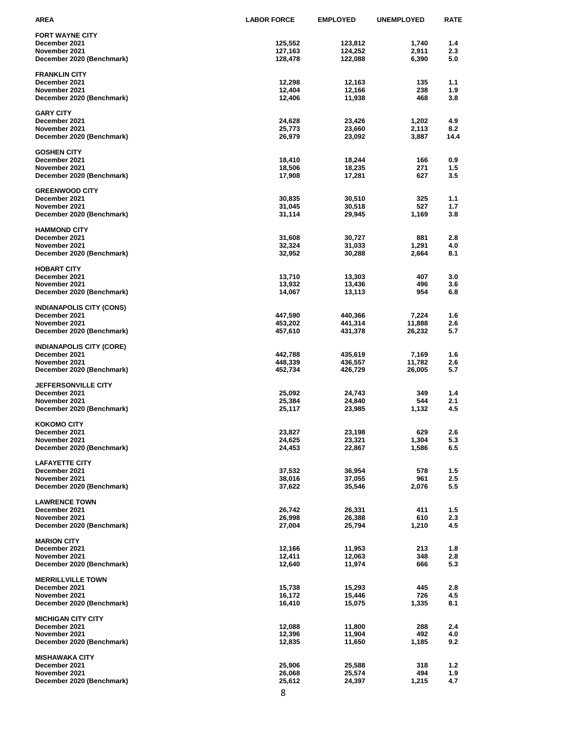| AREA | LABOR FORCE | EMPLOYED | UNEMPLOYED | RATE |
|---|---|---|---|---|
| **FORT WAYNE CITY** | | | | |
| December 2021 | 125,552 | 123,812 | 1,740 | 1.4 |
| November 2021 | 127,163 | 124,252 | 2,911 | 2.3 |
| December 2020 (Benchmark) | 128,478 | 122,088 | 6,390 | 5.0 |
| **FRANKLIN CITY** | | | | |
| December 2021 | 12,298 | 12,163 | 135 | 1.1 |
| November 2021 | 12,404 | 12,166 | 238 | 1.9 |
| December 2020 (Benchmark) | 12,406 | 11,938 | 468 | 3.8 |
| **GARY CITY** | | | | |
| December 2021 | 24,628 | 23,426 | 1,202 | 4.9 |
| November 2021 | 25,773 | 23,660 | 2,113 | 8.2 |
| December 2020 (Benchmark) | 26,979 | 23,092 | 3,887 | 14.4 |
| **GOSHEN CITY** | | | | |
| December 2021 | 18,410 | 18,244 | 166 | 0.9 |
| November 2021 | 18,506 | 18,235 | 271 | 1.5 |
| December 2020 (Benchmark) | 17,908 | 17,281 | 627 | 3.5 |
| **GREENWOOD CITY** | | | | |
| December 2021 | 30,835 | 30,510 | 325 | 1.1 |
| November 2021 | 31,045 | 30,518 | 527 | 1.7 |
| December 2020 (Benchmark) | 31,114 | 29,945 | 1,169 | 3.8 |
| **HAMMOND CITY** | | | | |
| December 2021 | 31,608 | 30,727 | 881 | 2.8 |
| November 2021 | 32,324 | 31,033 | 1,291 | 4.0 |
| December 2020 (Benchmark) | 32,952 | 30,288 | 2,664 | 8.1 |
| **HOBART CITY** | | | | |
| December 2021 | 13,710 | 13,303 | 407 | 3.0 |
| November 2021 | 13,932 | 13,436 | 496 | 3.6 |
| December 2020 (Benchmark) | 14,067 | 13,113 | 954 | 6.8 |
| **INDIANAPOLIS CITY (CONS)** | | | | |
| December 2021 | 447,590 | 440,366 | 7,224 | 1.6 |
| November 2021 | 453,202 | 441,314 | 11,888 | 2.6 |
| December 2020 (Benchmark) | 457,610 | 431,378 | 26,232 | 5.7 |
| **INDIANAPOLIS CITY (CORE)** | | | | |
| December 2021 | 442,788 | 435,619 | 7,169 | 1.6 |
| November 2021 | 448,339 | 436,557 | 11,782 | 2.6 |
| December 2020 (Benchmark) | 452,734 | 426,729 | 26,005 | 5.7 |
| **JEFFERSONVILLE CITY** | | | | |
| December 2021 | 25,092 | 24,743 | 349 | 1.4 |
| November 2021 | 25,384 | 24,840 | 544 | 2.1 |
| December 2020 (Benchmark) | 25,117 | 23,985 | 1,132 | 4.5 |
| **KOKOMO CITY** | | | | |
| December 2021 | 23,827 | 23,198 | 629 | 2.6 |
| November 2021 | 24,625 | 23,321 | 1,304 | 5.3 |
| December 2020 (Benchmark) | 24,453 | 22,867 | 1,586 | 6.5 |
| **LAFAYETTE CITY** | | | | |
| December 2021 | 37,532 | 36,954 | 578 | 1.5 |
| November 2021 | 38,016 | 37,055 | 961 | 2.5 |
| December 2020 (Benchmark) | 37,622 | 35,546 | 2,076 | 5.5 |
| **LAWRENCE TOWN** | | | | |
| December 2021 | 26,742 | 26,331 | 411 | 1.5 |
| November 2021 | 26,998 | 26,388 | 610 | 2.3 |
| December 2020 (Benchmark) | 27,004 | 25,794 | 1,210 | 4.5 |
| **MARION CITY** | | | | |
| December 2021 | 12,166 | 11,953 | 213 | 1.8 |
| November 2021 | 12,411 | 12,063 | 348 | 2.8 |
| December 2020 (Benchmark) | 12,640 | 11,974 | 666 | 5.3 |
| **MERRILLVILLE TOWN** | | | | |
| December 2021 | 15,738 | 15,293 | 445 | 2.8 |
| November 2021 | 16,172 | 15,446 | 726 | 4.5 |
| December 2020 (Benchmark) | 16,410 | 15,075 | 1,335 | 8.1 |
| **MICHIGAN CITY CITY** | | | | |
| December 2021 | 12,088 | 11,800 | 288 | 2.4 |
| November 2021 | 12,396 | 11,904 | 492 | 4.0 |
| December 2020 (Benchmark) | 12,835 | 11,650 | 1,185 | 9.2 |
| **MISHAWAKA CITY** | | | | |
| December 2021 | 25,906 | 25,588 | 318 | 1.2 |
| November 2021 | 26,068 | 25,574 | 494 | 1.9 |
| December 2020 (Benchmark) | 25,612 | 24,397 | 1,215 | 4.7 |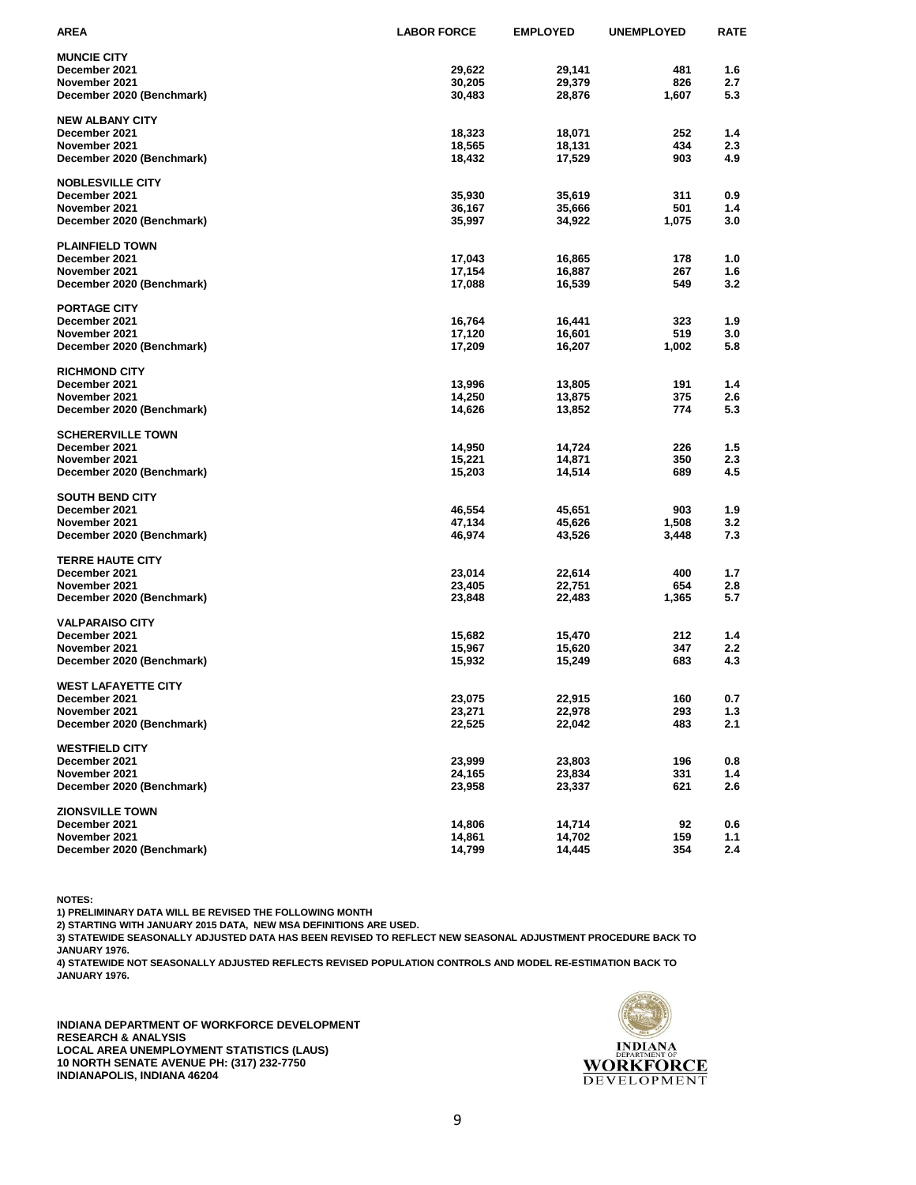| AREA | LABOR FORCE | EMPLOYED | UNEMPLOYED | RATE |
|---|---|---|---|---|
| **MUNCIE CITY** | | | | |
| December 2021 | 29,622 | 29,141 | 481 | 1.6 |
| November 2021 | 30,205 | 29,379 | 826 | 2.7 |
| December 2020 (Benchmark) | 30,483 | 28,876 | 1,607 | 5.3 |
| **NEW ALBANY CITY** | | | | |
| December 2021 | 18,323 | 18,071 | 252 | 1.4 |
| November 2021 | 18,565 | 18,131 | 434 | 2.3 |
| December 2020 (Benchmark) | 18,432 | 17,529 | 903 | 4.9 |
| **NOBLESVILLE CITY** | | | | |
| December 2021 | 35,930 | 35,619 | 311 | 0.9 |
| November 2021 | 36,167 | 35,666 | 501 | 1.4 |
| December 2020 (Benchmark) | 35,997 | 34,922 | 1,075 | 3.0 |
| **PLAINFIELD TOWN** | | | | |
| December 2021 | 17,043 | 16,865 | 178 | 1.0 |
| November 2021 | 17,154 | 16,887 | 267 | 1.6 |
| December 2020 (Benchmark) | 17,088 | 16,539 | 549 | 3.2 |
| **PORTAGE CITY** | | | | |
| December 2021 | 16,764 | 16,441 | 323 | 1.9 |
| November 2021 | 17,120 | 16,601 | 519 | 3.0 |
| December 2020 (Benchmark) | 17,209 | 16,207 | 1,002 | 5.8 |
| **RICHMOND CITY** | | | | |
| December 2021 | 13,996 | 13,805 | 191 | 1.4 |
| November 2021 | 14,250 | 13,875 | 375 | 2.6 |
| December 2020 (Benchmark) | 14,626 | 13,852 | 774 | 5.3 |
| **SCHERERVILLE TOWN** | | | | |
| December 2021 | 14,950 | 14,724 | 226 | 1.5 |
| November 2021 | 15,221 | 14,871 | 350 | 2.3 |
| December 2020 (Benchmark) | 15,203 | 14,514 | 689 | 4.5 |
| **SOUTH BEND CITY** | | | | |
| December 2021 | 46,554 | 45,651 | 903 | 1.9 |
| November 2021 | 47,134 | 45,626 | 1,508 | 3.2 |
| December 2020 (Benchmark) | 46,974 | 43,526 | 3,448 | 7.3 |
| **TERRE HAUTE CITY** | | | | |
| December 2021 | 23,014 | 22,614 | 400 | 1.7 |
| November 2021 | 23,405 | 22,751 | 654 | 2.8 |
| December 2020 (Benchmark) | 23,848 | 22,483 | 1,365 | 5.7 |
| **VALPARAISO CITY** | | | | |
| December 2021 | 15,682 | 15,470 | 212 | 1.4 |
| November 2021 | 15,967 | 15,620 | 347 | 2.2 |
| December 2020 (Benchmark) | 15,932 | 15,249 | 683 | 4.3 |
| **WEST LAFAYETTE CITY** | | | | |
| December 2021 | 23,075 | 22,915 | 160 | 0.7 |
| November 2021 | 23,271 | 22,978 | 293 | 1.3 |
| December 2020 (Benchmark) | 22,525 | 22,042 | 483 | 2.1 |
| **WESTFIELD CITY** | | | | |
| December 2021 | 23,999 | 23,803 | 196 | 0.8 |
| November 2021 | 24,165 | 23,834 | 331 | 1.4 |
| December 2020 (Benchmark) | 23,958 | 23,337 | 621 | 2.6 |
| **ZIONSVILLE TOWN** | | | | |
| December 2021 | 14,806 | 14,714 | 92 | 0.6 |
| November 2021 | 14,861 | 14,702 | 159 | 1.1 |
| December 2020 (Benchmark) | 14,799 | 14,445 | 354 | 2.4 |

**NOTES:**

1) PRELIMINARY DATA WILL BE REVISED THE FOLLOWING MONTH
2) STARTING WITH JANUARY 2015 DATA, NEW MSA DEFINITIONS ARE USED.
3) STATEWIDE SEASONALLY ADJUSTED DATA HAS BEEN REVISED TO REFLECT NEW SEASONAL ADJUSTMENT PROCEDURE BACK TO JANUARY 1976.
4) STATEWIDE NOT SEASONALLY ADJUSTED REFLECTS REVISED POPULATION CONTROLS AND MODEL RE-ESTIMATION BACK TO JANUARY 1976.

**INDIANA DEPARTMENT OF WORKFORCE DEVELOPMENT**
**RESEARCH & ANALYSIS**
**LOCAL AREA UNEMPLOYMENT STATISTICS (LAUS)**
**10 NORTH SENATE AVENUE PH: (317) 232-7750**
**INDIANAPOLIS, INDIANA 46204**

INDIANA DEPARTMENT OF WORKFORCE DEVELOPMENT